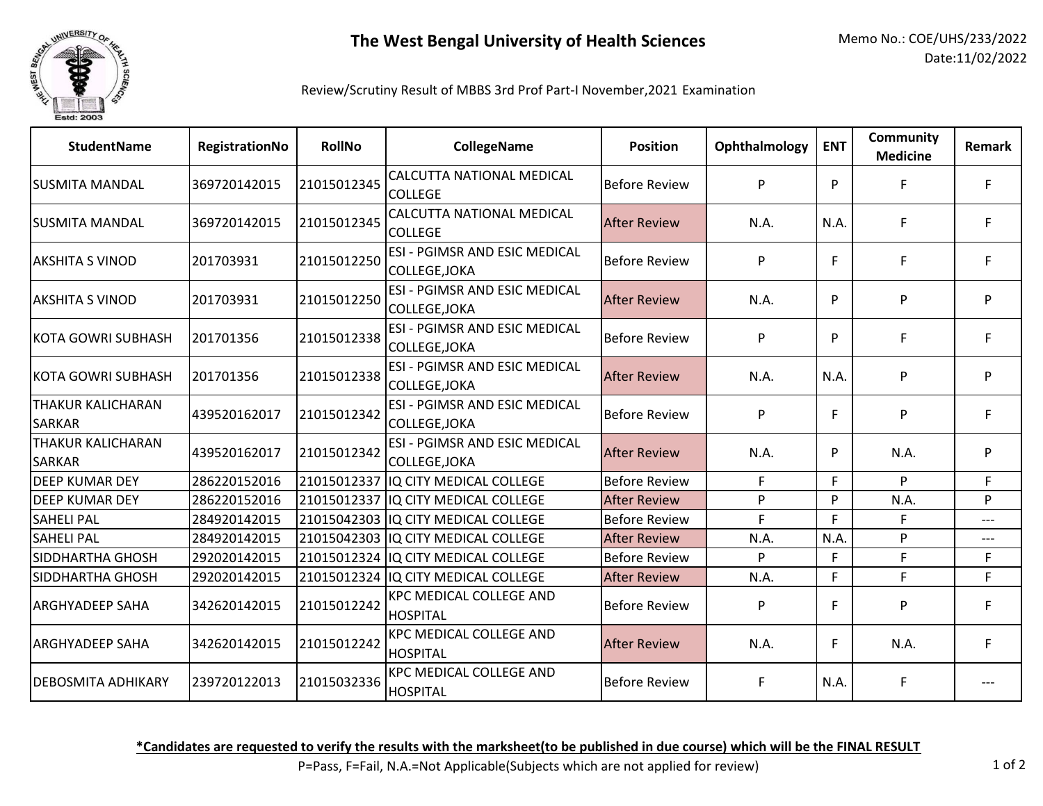# The West Bengal University of Health Sciences

Memo No.: COE/UHS/233/2022
Date:11/02/2022

Review/Scrutiny Result of MBBS 3rd Prof Part-I November,2021 Examination

| StudentName | RegistrationNo | RollNo | CollegeName | Position | Ophthalmology | ENT | Community Medicine | Remark |
|---|---|---|---|---|---|---|---|---|
| SUSMITA MANDAL | 369720142015 | 21015012345 | CALCUTTA NATIONAL MEDICAL COLLEGE | Before Review | P | P | F | F |
| SUSMITA MANDAL | 369720142015 | 21015012345 | CALCUTTA NATIONAL MEDICAL COLLEGE | After Review | N.A. | N.A. | F | F |
| AKSHITA S VINOD | 201703931 | 21015012250 | ESI - PGIMSR AND ESIC MEDICAL COLLEGE,JOKA | Before Review | P | F | F | F |
| AKSHITA S VINOD | 201703931 | 21015012250 | ESI - PGIMSR AND ESIC MEDICAL COLLEGE,JOKA | After Review | N.A. | P | P | P |
| KOTA GOWRI SUBHASH | 201701356 | 21015012338 | ESI - PGIMSR AND ESIC MEDICAL COLLEGE,JOKA | Before Review | P | P | F | F |
| KOTA GOWRI SUBHASH | 201701356 | 21015012338 | ESI - PGIMSR AND ESIC MEDICAL COLLEGE,JOKA | After Review | N.A. | N.A. | P | P |
| THAKUR KALICHARAN SARKAR | 439520162017 | 21015012342 | ESI - PGIMSR AND ESIC MEDICAL COLLEGE,JOKA | Before Review | P | F | P | F |
| THAKUR KALICHARAN SARKAR | 439520162017 | 21015012342 | ESI - PGIMSR AND ESIC MEDICAL COLLEGE,JOKA | After Review | N.A. | P | N.A. | P |
| DEEP KUMAR DEY | 286220152016 | 21015012337 | IQ CITY MEDICAL COLLEGE | Before Review | F | F | P | F |
| DEEP KUMAR DEY | 286220152016 | 21015012337 | IQ CITY MEDICAL COLLEGE | After Review | P | P | N.A. | P |
| SAHELI PAL | 284920142015 | 21015042303 | IQ CITY MEDICAL COLLEGE | Before Review | F | F | F | --- |
| SAHELI PAL | 284920142015 | 21015042303 | IQ CITY MEDICAL COLLEGE | After Review | N.A. | N.A. | P | --- |
| SIDDHARTHA GHOSH | 292020142015 | 21015012324 | IQ CITY MEDICAL COLLEGE | Before Review | P | F | F | F |
| SIDDHARTHA GHOSH | 292020142015 | 21015012324 | IQ CITY MEDICAL COLLEGE | After Review | N.A. | F | F | F |
| ARGHYADEEP SAHA | 342620142015 | 21015012242 | KPC MEDICAL COLLEGE AND HOSPITAL | Before Review | P | F | P | F |
| ARGHYADEEP SAHA | 342620142015 | 21015012242 | KPC MEDICAL COLLEGE AND HOSPITAL | After Review | N.A. | F | N.A. | F |
| DEBOSMITA ADHIKARY | 239720122013 | 21015032336 | KPC MEDICAL COLLEGE AND HOSPITAL | Before Review | F | N.A. | F | --- |

**\*Candidates are requested to verify the results with the marksheet(to be published in due course) which will be the FINAL RESULT**

P=Pass, F=Fail, N.A.=Not Applicable(Subjects which are not applied for review)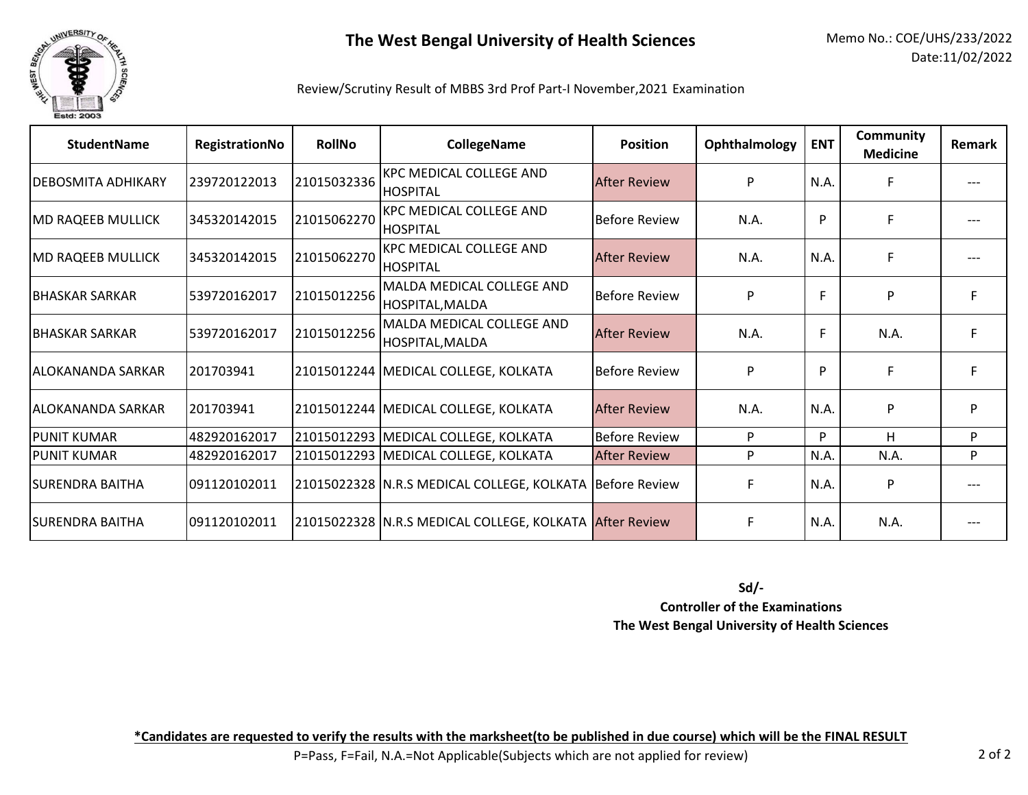# The West Bengal University of Health Sciences

Memo No.: COE/UHS/233/2022
Date:11/02/2022

Review/Scrutiny Result of MBBS 3rd Prof Part-I November,2021 Examination

| StudentName | RegistrationNo | RollNo | CollegeName | Position | Ophthalmology | ENT | Community Medicine | Remark |
|---|---|---|---|---|---|---|---|---|
| DEBOSMITA ADHIKARY | 239720122013 | 21015032336 | KPC MEDICAL COLLEGE AND HOSPITAL | After Review | P | N.A. | F | --- |
| MD RAQEEB MULLICK | 345320142015 | 21015062270 | KPC MEDICAL COLLEGE AND HOSPITAL | Before Review | N.A. | P | F | --- |
| MD RAQEEB MULLICK | 345320142015 | 21015062270 | KPC MEDICAL COLLEGE AND HOSPITAL | After Review | N.A. | N.A. | F | --- |
| BHASKAR SARKAR | 539720162017 | 21015012256 | MALDA MEDICAL COLLEGE AND HOSPITAL,MALDA | Before Review | P | F | P | F |
| BHASKAR SARKAR | 539720162017 | 21015012256 | MALDA MEDICAL COLLEGE AND HOSPITAL,MALDA | After Review | N.A. | F | N.A. | F |
| ALOKANANDA SARKAR | 201703941 | 21015012244 | MEDICAL COLLEGE, KOLKATA | Before Review | P | P | F | F |
| ALOKANANDA SARKAR | 201703941 | 21015012244 | MEDICAL COLLEGE, KOLKATA | After Review | N.A. | N.A. | P | P |
| PUNIT KUMAR | 482920162017 | 21015012293 | MEDICAL COLLEGE, KOLKATA | Before Review | P | P | H | P |
| PUNIT KUMAR | 482920162017 | 21015012293 | MEDICAL COLLEGE, KOLKATA | After Review | P | N.A. | N.A. | P |
| SURENDRA BAITHA | 091120102011 | 21015022328 | N.R.S MEDICAL COLLEGE, KOLKATA | Before Review | F | N.A. | P | --- |
| SURENDRA BAITHA | 091120102011 | 21015022328 | N.R.S MEDICAL COLLEGE, KOLKATA | After Review | F | N.A. | N.A. | --- |

**Sd/-**
**Controller of the Examinations**
**The West Bengal University of Health Sciences**

**\*Candidates are requested to verify the results with the marksheet(to be published in due course) which will be the FINAL RESULT**

P=Pass, F=Fail, N.A.=Not Applicable(Subjects which are not applied for review)